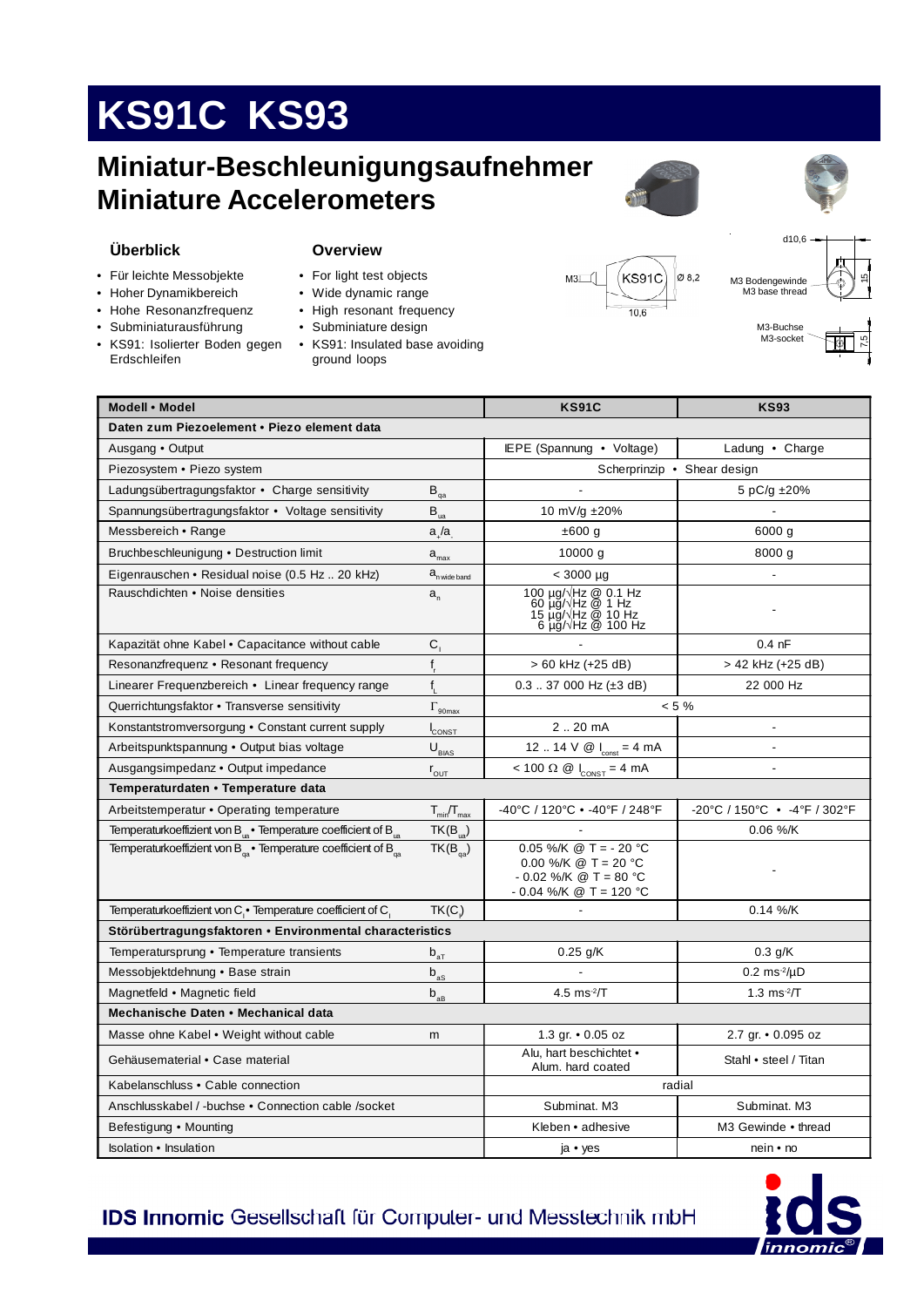# KS91C KS93

## Miniatur-Beschleunigungsaufnehmer
## Miniature Accelerometers

### Überblick

- Für leichte Messobjekte
- Hoher Dynamikbereich
- Hohe Resonanzfrequenz
- Subminiaturausführung
- KS91: Isolierter Boden gegen Erdschleifen

### Overview

- For light test objects
- Wide dynamic range
- High resonant frequency
- Subminiature design
- KS91: Insulated base avoiding ground loops

M3 KS91C Ø 8,2 10,6

d10,6 M3 Bodengewinde M3 base thread 15

M3-Buchse M3-socket 7,5

| Modell • Model | | KS91C | KS93 |
|---|---|---|---|
| **Daten zum Piezoelement • Piezo element data** | | | |
| Ausgang • Output | | IEPE (Spannung • Voltage) | Ladung • Charge |
| Piezosystem • Piezo system | | Scherprinzip • Shear design | |
| Ladungsübertragungsfaktor • Charge sensitivity | $B_{qa}$ | - | 5 pC/g ±20% |
| Spannungsübertragungsfaktor • Voltage sensitivity | $B_{ua}$ | 10 mV/g ±20% | - |
| Messbereich • Range | $a_+/a_-$ | ±600 g | 6000 g |
| Bruchbeschleunigung • Destruction limit | $a_{max}$ | 10000 g | 8000 g |
| Eigenrauschen • Residual noise (0.5 Hz .. 20 kHz) | $a_{n\,wide\,band}$ | < 3000 µg | - |
| Rauschdichten • Noise densities | $a_n$ | 100 µg/√Hz @ 0.1 Hz<br>60 µg/√Hz @ 1 Hz<br>15 µg/√Hz @ 10 Hz<br>6 µg/√Hz @ 100 Hz | - |
| Kapazität ohne Kabel • Capacitance without cable | $C_i$ | - | 0.4 nF |
| Resonanzfrequenz • Resonant frequency | $f_r$ | > 60 kHz (+25 dB) | > 42 kHz (+25 dB) |
| Linearer Frequenzbereich • Linear frequency range | $f_L$ | 0.3 .. 37 000 Hz (±3 dB) | 22 000 Hz |
| Querrichtungsfaktor • Transverse sensitivity | $\Gamma_{90max}$ | < 5 % | |
| Konstantstromversorgung • Constant current supply | $I_{CONST}$ | 2 .. 20 mA | - |
| Arbeitspunktspannung • Output bias voltage | $U_{BIAS}$ | 12 .. 14 V @ $I_{const}$ = 4 mA | - |
| Ausgangsimpedanz • Output impedance | $r_{OUT}$ | < 100 Ω @ $I_{CONST}$ = 4 mA | - |
| **Temperaturdaten • Temperature data** | | | |
| Arbeitstemperatur • Operating temperature | $T_{min}/T_{max}$ | -40°C / 120°C • -40°F / 248°F | -20°C / 150°C • -4°F / 302°F |
| Temperaturkoeffizient von $B_{ua}$ • Temperature coefficient of $B_{ua}$ | $TK(B_{ua})$ | - | 0.06 %/K |
| Temperaturkoeffizient von $B_{qa}$ • Temperature coefficient of $B_{qa}$ | $TK(B_{qa})$ | 0.05 %/K @ T = - 20 °C<br>0.00 %/K @ T = 20 °C<br>- 0.02 %/K @ T = 80 °C<br>- 0.04 %/K @ T = 120 °C | - |
| Temperaturkoeffizient von $C_i$ • Temperature coefficient of $C_i$ | $TK(C_i)$ | - | 0.14 %/K |
| **Störübertragungsfaktoren • Environmental characteristics** | | | |
| Temperatursprung • Temperature transients | $b_{aT}$ | 0.25 g/K | 0.3 g/K |
| Messobjektdehnung • Base strain | $b_{aS}$ | - | 0.2 ms⁻²/µD |
| Magnetfeld • Magnetic field | $b_{aB}$ | 4.5 ms⁻²/T | 1.3 ms⁻²/T |
| **Mechanische Daten • Mechanical data** | | | |
| Masse ohne Kabel • Weight without cable | m | 1.3 gr. • 0.05 oz | 2.7 gr. • 0.095 oz |
| Gehäusematerial • Case material | | Alu, hart beschichtet • Alum. hard coated | Stahl • steel / Titan |
| Kabelanschluss • Cable connection | | radial | |
| Anschlusskabel / -buchse • Connection cable /socket | | Subminat. M3 | Subminat. M3 |
| Befestigung • Mounting | | Kleben • adhesive | M3 Gewinde • thread |
| Isolation • Insulation | | ja • yes | nein • no |

**IDS Innomic** Gesellschaft für Computer- und Messtechnik mbH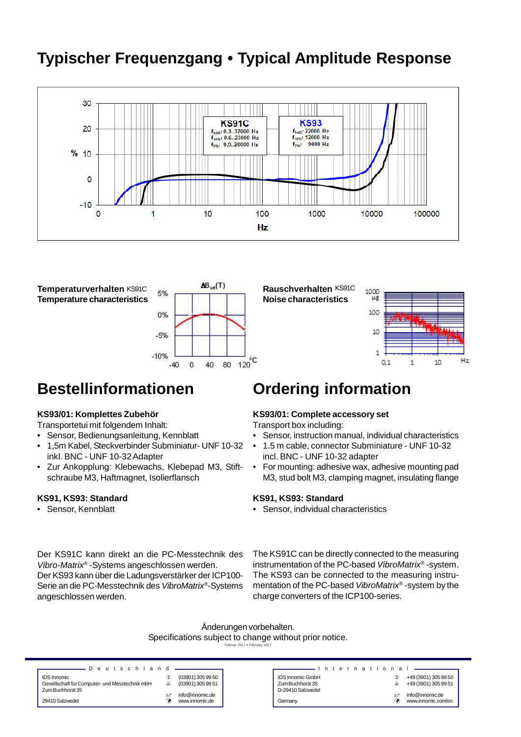# Typischer Frequenzgang • Typical Amplitude Response

30
20
% 10
0
-10
0 1 10 100 1000 10000 100000
Hz

KS91C
$f_{3dB}$: 0.3..37000 Hz
$f_{10\%}$: 0.6..23000 Hz
$f_{5\%}$: 0.9..20000 Hz

KS93
$f_{3dB}$: 22000 Hz
$f_{10\%}$: 12000 Hz
$f_{5\%}$: 9000 Hz

**Temperaturverhalten** KS91C
**Temperature characteristics**

$\Delta B_{ua}(T)$
5%
0%
-5%
-10%
-40 0 40 80 120 °C

**Rauschverhalten** KS91C
**Noise characteristics**

1000
μg
100
10
1
0,1 1 10 Hz

## Bestellinformationen

**KS93/01: Komplettes Zubehör**
Transportetui mit folgendem Inhalt:

- Sensor, Bedienungsanleitung, Kennblatt
- 1,5m Kabel, Steckverbinder Subminiatur- UNF 10-32 inkl. BNC - UNF 10-32 Adapter
- Zur Ankopplung: Klebewachs, Klebepad M3, Stiftschraube M3, Haftmagnet, Isolierflansch

**KS91, KS93: Standard**

- Sensor, Kennblatt

Der KS91C kann direkt an die PC-Messtechnik des *Vibro-Matrix*® -Systems angeschlossen werden.
Der KS93 kann über die Ladungsverstärker der ICP100-Serie an die PC-Messtechnik des *VibroMatrix*®-Systems angeschlossen werden.

## Ordering information

**KS93/01: Complete accessory set**
Transport box including:

- Sensor, instruction manual, individual characteristics
- 1.5 m cable, connector Subminiature - UNF 10-32 incl. BNC - UNF 10-32 adapter
- For mounting: adhesive wax, adhesive mounting pad M3, stud bolt M3, clamping magnet, insulating flange

**KS91, KS93: Standard**

- Sensor, individual characteristics

The KS91C can be directly connected to the measuring instrumentation of the PC-based *VibroMatrix*® -system.
The KS93 can be connected to the measuring instrumentation of the PC-based *VibroMatrix*® -system by the charge converters of the ICP100-series.

Änderungen vorbehalten.
Specifications subject to change without prior notice.
Februar 2017 • February 2017

**Deutschland**
IDS Innomic
Gesellschaft für Computer- und Messtechnik mbH
Zum Buchhorst 35
29410 Salzwedel
(03901) 305 99 50
(03901) 305 99 51
info@innomic.de
www.innomic.de

**International**
IDS Innomic GmbH
Zum Buchhorst 35
D-29410 Salzwedel
Germany
+49 (3901) 305 99 50
+49 (3901) 305 99 51
info@innomic.de
www.innomic.com/en